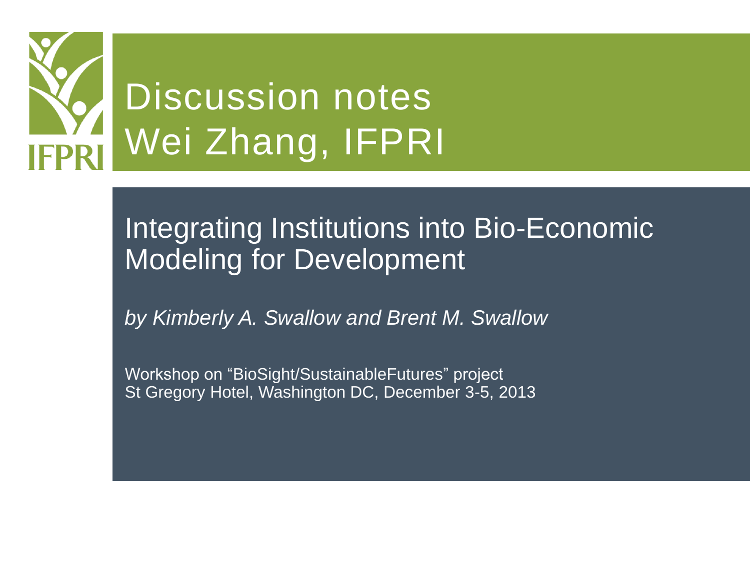# Discussion notes
# Wei Zhang, IFPRI

## Integrating Institutions into Bio-Economic Modeling for Development

*by Kimberly A. Swallow and Brent M. Swallow*

Workshop on “BioSight/SustainableFutures” project
St Gregory Hotel, Washington DC, December 3-5, 2013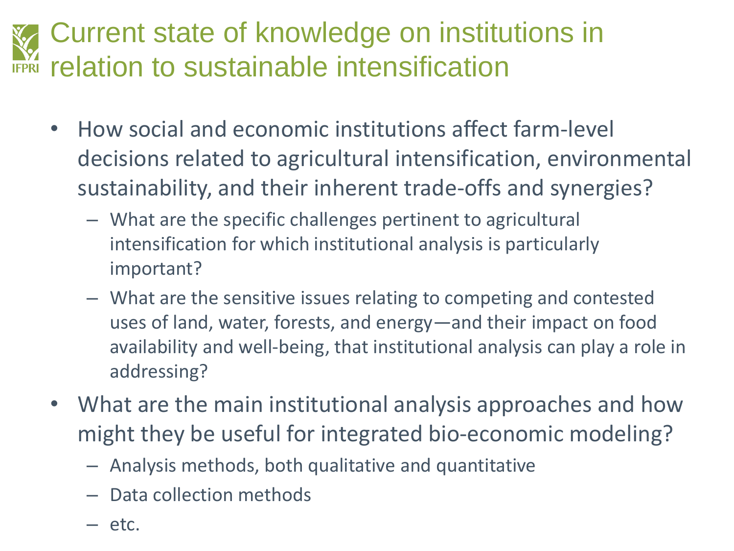# Current state of knowledge on institutions in relation to sustainable intensification

- How social and economic institutions affect farm-level decisions related to agricultural intensification, environmental sustainability, and their inherent trade-offs and synergies?
  - What are the specific challenges pertinent to agricultural intensification for which institutional analysis is particularly important?
  - What are the sensitive issues relating to competing and contested uses of land, water, forests, and energy—and their impact on food availability and well-being, that institutional analysis can play a role in addressing?
- What are the main institutional analysis approaches and how might they be useful for integrated bio-economic modeling?
  - Analysis methods, both qualitative and quantitative
  - Data collection methods
  - etc.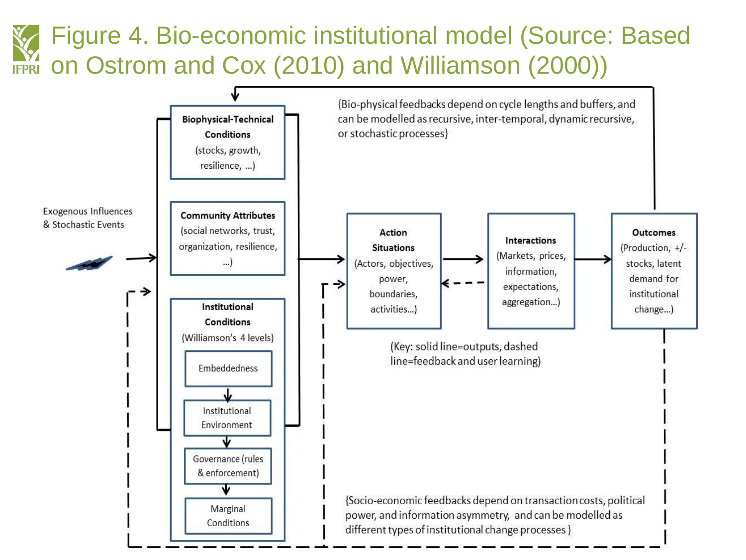# Figure 4. Bio-economic institutional model (Source: Based on Ostrom and Cox (2010) and Williamson (2000))

{Bio-physical feedbacks depend on cycle lengths and buffers, and can be modelled as recursive, inter-temporal, dynamic recursive, or stochastic processes}

Exogenous Influences & Stochastic Events

**Biophysical-Technical Conditions** (stocks, growth, resilience, …)

**Community Attributes** (social networks, trust, organization, resilience, …)

**Institutional Conditions** (Williamson's 4 levels)

- Embeddedness
- Institutional Environment
- Governance (rules & enforcement)
- Marginal Conditions

**Action Situations** (Actors, objectives, power, boundaries, activities…)

**Interactions** (Markets, prices, information, expectations, aggregation…)

**Outcomes** (Production, +/- stocks, latent demand for institutional change…)

(Key: solid line=outputs, dashed line=feedback and user learning)

{Socio-economic feedbacks depend on transaction costs, political power, and information asymmetry, and can be modelled as different types of institutional change processes}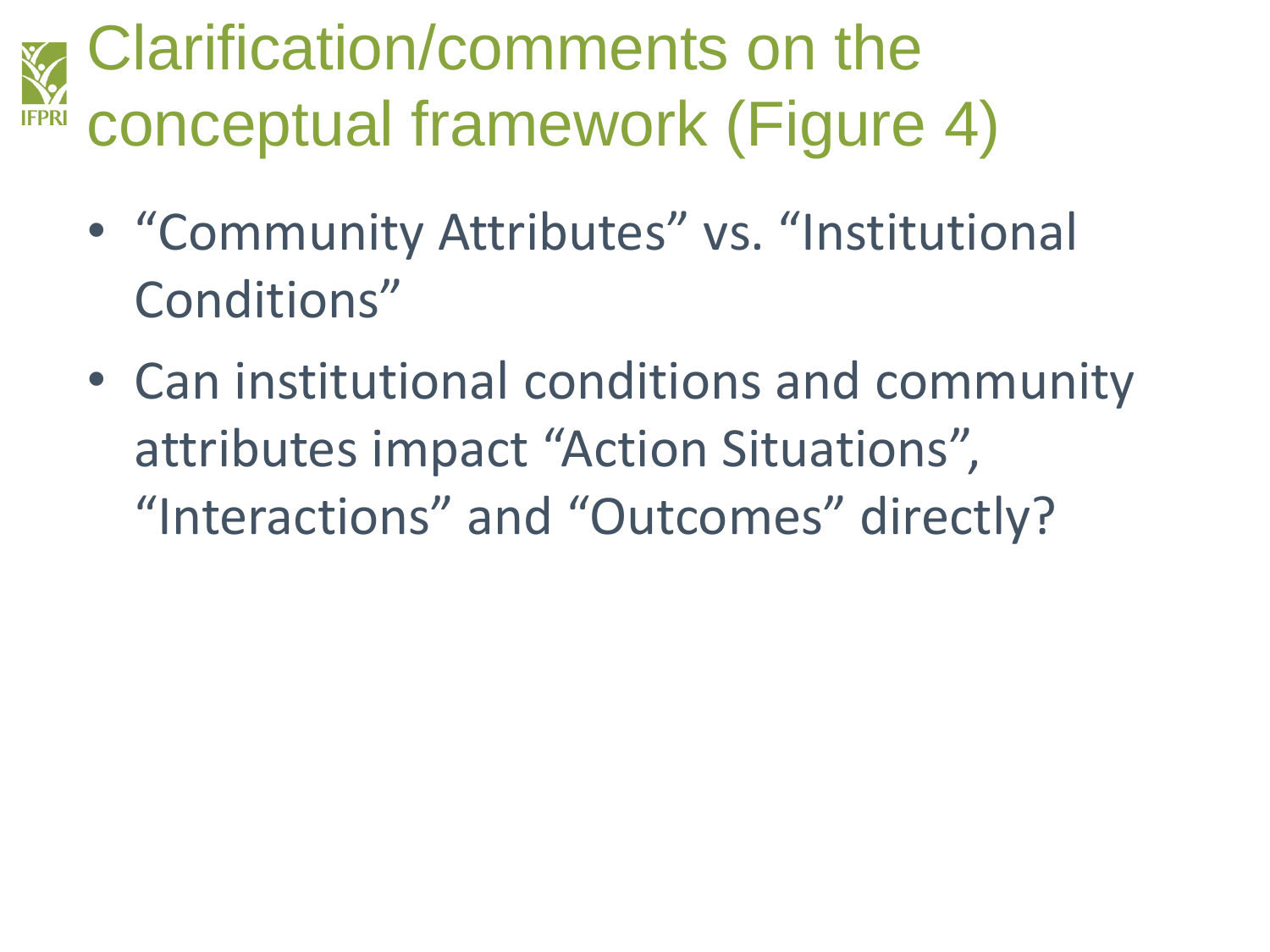# Clarification/comments on the conceptual framework (Figure 4)

- “Community Attributes” vs. “Institutional Conditions”
- Can institutional conditions and community attributes impact “Action Situations”, “Interactions” and “Outcomes” directly?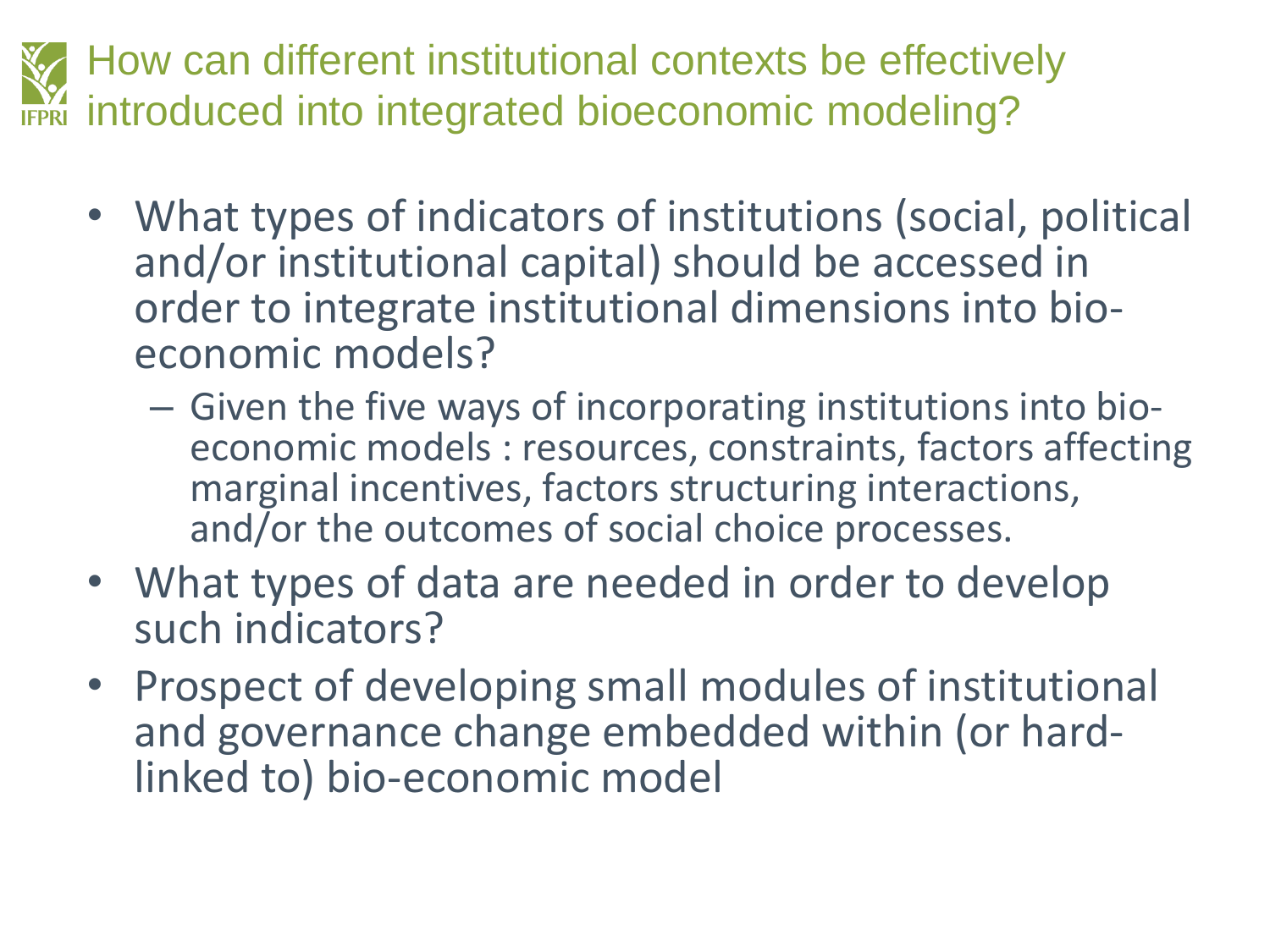# How can different institutional contexts be effectively introduced into integrated bioeconomic modeling?

- What types of indicators of institutions (social, political and/or institutional capital) should be accessed in order to integrate institutional dimensions into bio-economic models?
  - Given the five ways of incorporating institutions into bio-economic models : resources, constraints, factors affecting marginal incentives, factors structuring interactions, and/or the outcomes of social choice processes.
- What types of data are needed in order to develop such indicators?
- Prospect of developing small modules of institutional and governance change embedded within (or hard-linked to) bio-economic model